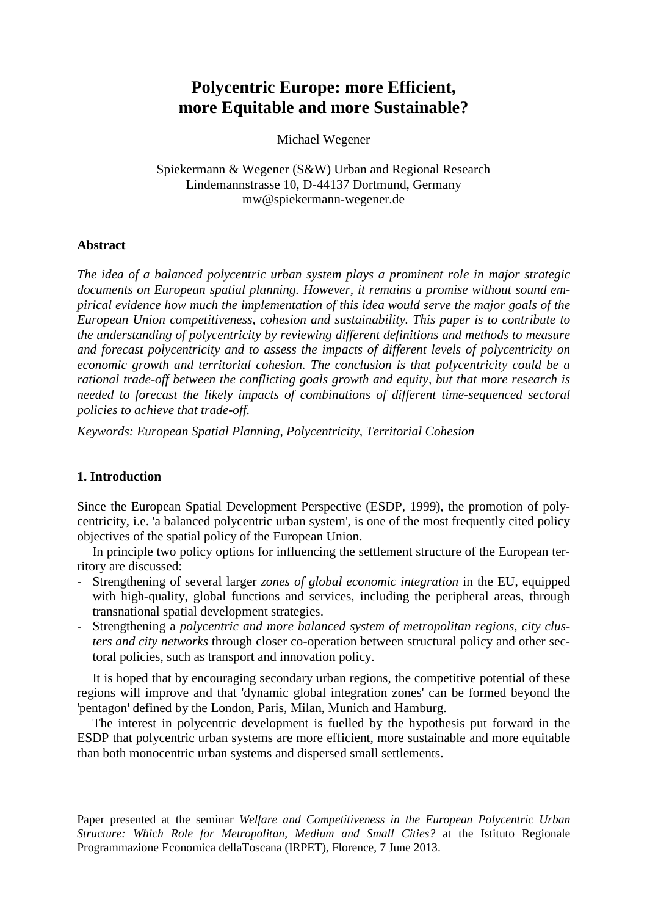# Polycentric Europe: more Efficient, more Equitable and more Sustainable?

Michael Wegener

Spiekermann & Wegener (S&W) Urban and Regional Research
Lindemannstrasse 10, D-44137 Dortmund, Germany
mw@spiekermann-wegener.de

## Abstract

*The idea of a balanced polycentric urban system plays a prominent role in major strategic documents on European spatial planning. However, it remains a promise without sound empirical evidence how much the implementation of this idea would serve the major goals of the European Union competitiveness, cohesion and sustainability. This paper is to contribute to the understanding of polycentricity by reviewing different definitions and methods to measure and forecast polycentricity and to assess the impacts of different levels of polycentricity on economic growth and territorial cohesion. The conclusion is that polycentricity could be a rational trade-off between the conflicting goals growth and equity, but that more research is needed to forecast the likely impacts of combinations of different time-sequenced sectoral policies to achieve that trade-off.*

*Keywords: European Spatial Planning, Polycentricity, Territorial Cohesion*

## 1. Introduction

Since the European Spatial Development Perspective (ESDP, 1999), the promotion of polycentricity, i.e. 'a balanced polycentric urban system', is one of the most frequently cited policy objectives of the spatial policy of the European Union.

In principle two policy options for influencing the settlement structure of the European territory are discussed:

- Strengthening of several larger *zones of global economic integration* in the EU, equipped with high-quality, global functions and services, including the peripheral areas, through transnational spatial development strategies.
- Strengthening a *polycentric and more balanced system of metropolitan regions, city clusters and city networks* through closer co-operation between structural policy and other sectoral policies, such as transport and innovation policy.

It is hoped that by encouraging secondary urban regions, the competitive potential of these regions will improve and that 'dynamic global integration zones' can be formed beyond the 'pentagon' defined by the London, Paris, Milan, Munich and Hamburg.

The interest in polycentric development is fuelled by the hypothesis put forward in the ESDP that polycentric urban systems are more efficient, more sustainable and more equitable than both monocentric urban systems and dispersed small settlements.

---

Paper presented at the seminar *Welfare and Competitiveness in the European Polycentric Urban Structure: Which Role for Metropolitan, Medium and Small Cities?* at the Istituto Regionale Programmazione Economica dellaToscana (IRPET), Florence, 7 June 2013.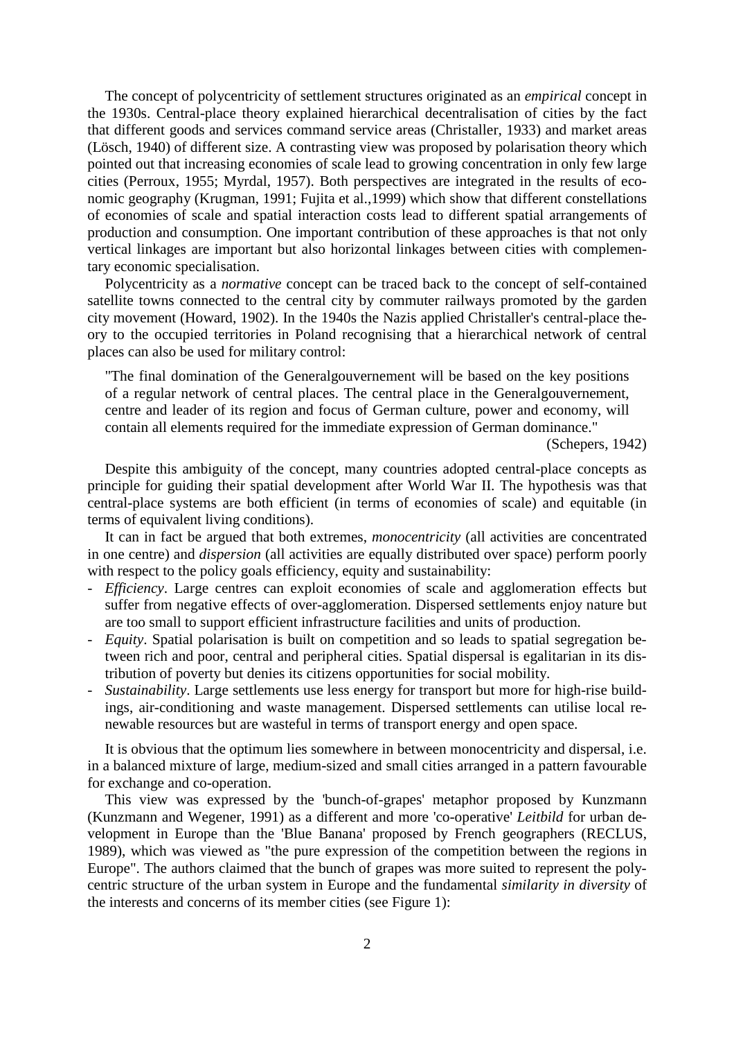The concept of polycentricity of settlement structures originated as an *empirical* concept in the 1930s. Central-place theory explained hierarchical decentralisation of cities by the fact that different goods and services command service areas (Christaller, 1933) and market areas (Lösch, 1940) of different size. A contrasting view was proposed by polarisation theory which pointed out that increasing economies of scale lead to growing concentration in only few large cities (Perroux, 1955; Myrdal, 1957). Both perspectives are integrated in the results of economic geography (Krugman, 1991; Fujita et al.,1999) which show that different constellations of economies of scale and spatial interaction costs lead to different spatial arrangements of production and consumption. One important contribution of these approaches is that not only vertical linkages are important but also horizontal linkages between cities with complementary economic specialisation.

Polycentricity as a *normative* concept can be traced back to the concept of self-contained satellite towns connected to the central city by commuter railways promoted by the garden city movement (Howard, 1902). In the 1940s the Nazis applied Christaller's central-place theory to the occupied territories in Poland recognising that a hierarchical network of central places can also be used for military control:

> "The final domination of the Generalgouvernement will be based on the key positions of a regular network of central places. The central place in the Generalgouvernement, centre and leader of its region and focus of German culture, power and economy, will contain all elements required for the immediate expression of German dominance."
>
> (Schepers, 1942)

Despite this ambiguity of the concept, many countries adopted central-place concepts as principle for guiding their spatial development after World War II. The hypothesis was that central-place systems are both efficient (in terms of economies of scale) and equitable (in terms of equivalent living conditions).

It can in fact be argued that both extremes, *monocentricity* (all activities are concentrated in one centre) and *dispersion* (all activities are equally distributed over space) perform poorly with respect to the policy goals efficiency, equity and sustainability:

- *Efficiency*. Large centres can exploit economies of scale and agglomeration effects but suffer from negative effects of over-agglomeration. Dispersed settlements enjoy nature but are too small to support efficient infrastructure facilities and units of production.
- *Equity*. Spatial polarisation is built on competition and so leads to spatial segregation between rich and poor, central and peripheral cities. Spatial dispersal is egalitarian in its distribution of poverty but denies its citizens opportunities for social mobility.
- *Sustainability*. Large settlements use less energy for transport but more for high-rise buildings, air-conditioning and waste management. Dispersed settlements can utilise local renewable resources but are wasteful in terms of transport energy and open space.

It is obvious that the optimum lies somewhere in between monocentricity and dispersal, i.e. in a balanced mixture of large, medium-sized and small cities arranged in a pattern favourable for exchange and co-operation.

This view was expressed by the 'bunch-of-grapes' metaphor proposed by Kunzmann (Kunzmann and Wegener, 1991) as a different and more 'co-operative' *Leitbild* for urban development in Europe than the 'Blue Banana' proposed by French geographers (RECLUS, 1989), which was viewed as "the pure expression of the competition between the regions in Europe". The authors claimed that the bunch of grapes was more suited to represent the polycentric structure of the urban system in Europe and the fundamental *similarity in diversity* of the interests and concerns of its member cities (see Figure 1):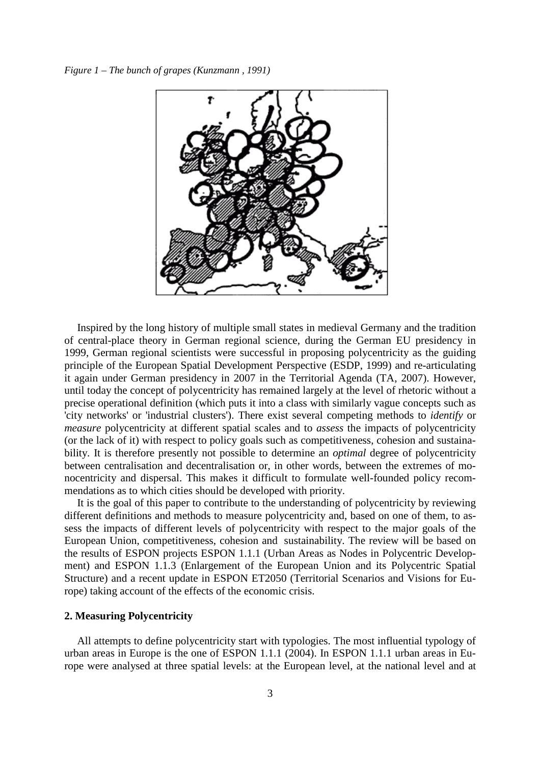*Figure 1 – The bunch of grapes (Kunzmann , 1991)*

Inspired by the long history of multiple small states in medieval Germany and the tradition of central-place theory in German regional science, during the German EU presidency in 1999, German regional scientists were successful in proposing polycentricity as the guiding principle of the European Spatial Development Perspective (ESDP, 1999) and re-articulating it again under German presidency in 2007 in the Territorial Agenda (TA, 2007). However, until today the concept of polycentricity has remained largely at the level of rhetoric without a precise operational definition (which puts it into a class with similarly vague concepts such as 'city networks' or 'industrial clusters'). There exist several competing methods to *identify* or *measure* polycentricity at different spatial scales and to *assess* the impacts of polycentricity (or the lack of it) with respect to policy goals such as competitiveness, cohesion and sustainability. It is therefore presently not possible to determine an *optimal* degree of polycentricity between centralisation and decentralisation or, in other words, between the extremes of monocentricity and dispersal. This makes it difficult to formulate well-founded policy recommendations as to which cities should be developed with priority.

It is the goal of this paper to contribute to the understanding of polycentricity by reviewing different definitions and methods to measure polycentricity and, based on one of them, to assess the impacts of different levels of polycentricity with respect to the major goals of the European Union, competitiveness, cohesion and sustainability. The review will be based on the results of ESPON projects ESPON 1.1.1 (Urban Areas as Nodes in Polycentric Development) and ESPON 1.1.3 (Enlargement of the European Union and its Polycentric Spatial Structure) and a recent update in ESPON ET2050 (Territorial Scenarios and Visions for Europe) taking account of the effects of the economic crisis.

## 2. Measuring Polycentricity

All attempts to define polycentricity start with typologies. The most influential typology of urban areas in Europe is the one of ESPON 1.1.1 (2004). In ESPON 1.1.1 urban areas in Europe were analysed at three spatial levels: at the European level, at the national level and at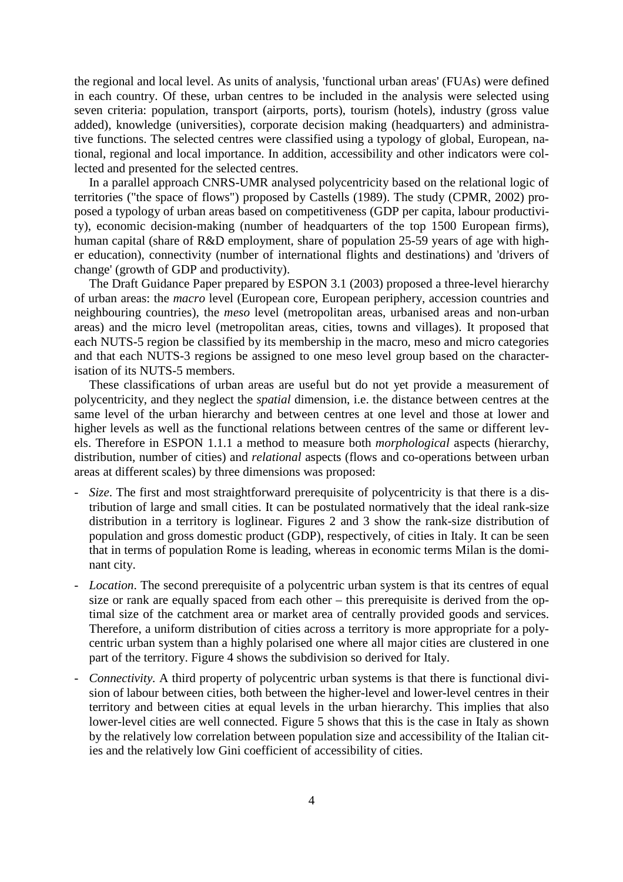the regional and local level. As units of analysis, 'functional urban areas' (FUAs) were defined in each country. Of these, urban centres to be included in the analysis were selected using seven criteria: population, transport (airports, ports), tourism (hotels), industry (gross value added), knowledge (universities), corporate decision making (headquarters) and administrative functions. The selected centres were classified using a typology of global, European, national, regional and local importance. In addition, accessibility and other indicators were collected and presented for the selected centres.

In a parallel approach CNRS-UMR analysed polycentricity based on the relational logic of territories ("the space of flows") proposed by Castells (1989). The study (CPMR, 2002) proposed a typology of urban areas based on competitiveness (GDP per capita, labour productivity), economic decision-making (number of headquarters of the top 1500 European firms), human capital (share of R&D employment, share of population 25-59 years of age with higher education), connectivity (number of international flights and destinations) and 'drivers of change' (growth of GDP and productivity).

The Draft Guidance Paper prepared by ESPON 3.1 (2003) proposed a three-level hierarchy of urban areas: the *macro* level (European core, European periphery, accession countries and neighbouring countries), the *meso* level (metropolitan areas, urbanised areas and non-urban areas) and the micro level (metropolitan areas, cities, towns and villages). It proposed that each NUTS-5 region be classified by its membership in the macro, meso and micro categories and that each NUTS-3 regions be assigned to one meso level group based on the characterisation of its NUTS-5 members.

These classifications of urban areas are useful but do not yet provide a measurement of polycentricity, and they neglect the *spatial* dimension, i.e. the distance between centres at the same level of the urban hierarchy and between centres at one level and those at lower and higher levels as well as the functional relations between centres of the same or different levels. Therefore in ESPON 1.1.1 a method to measure both *morphological* aspects (hierarchy, distribution, number of cities) and *relational* aspects (flows and co-operations between urban areas at different scales) by three dimensions was proposed:

- *Size*. The first and most straightforward prerequisite of polycentricity is that there is a distribution of large and small cities. It can be postulated normatively that the ideal rank-size distribution in a territory is loglinear. Figures 2 and 3 show the rank-size distribution of population and gross domestic product (GDP), respectively, of cities in Italy. It can be seen that in terms of population Rome is leading, whereas in economic terms Milan is the dominant city.
- *Location*. The second prerequisite of a polycentric urban system is that its centres of equal size or rank are equally spaced from each other – this prerequisite is derived from the optimal size of the catchment area or market area of centrally provided goods and services. Therefore, a uniform distribution of cities across a territory is more appropriate for a polycentric urban system than a highly polarised one where all major cities are clustered in one part of the territory. Figure 4 shows the subdivision so derived for Italy.
- *Connectivity*. A third property of polycentric urban systems is that there is functional division of labour between cities, both between the higher-level and lower-level centres in their territory and between cities at equal levels in the urban hierarchy. This implies that also lower-level cities are well connected. Figure 5 shows that this is the case in Italy as shown by the relatively low correlation between population size and accessibility of the Italian cities and the relatively low Gini coefficient of accessibility of cities.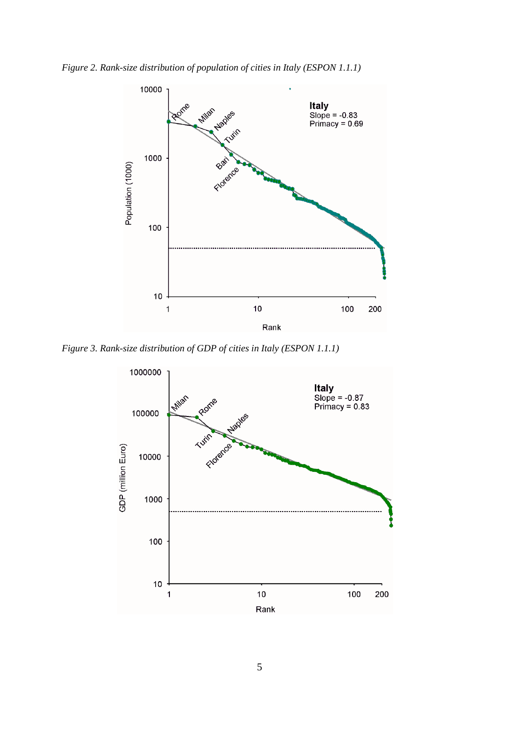*Figure 2. Rank-size distribution of population of cities in Italy (ESPON 1.1.1)*

*Figure 3. Rank-size distribution of GDP of cities in Italy (ESPON 1.1.1)*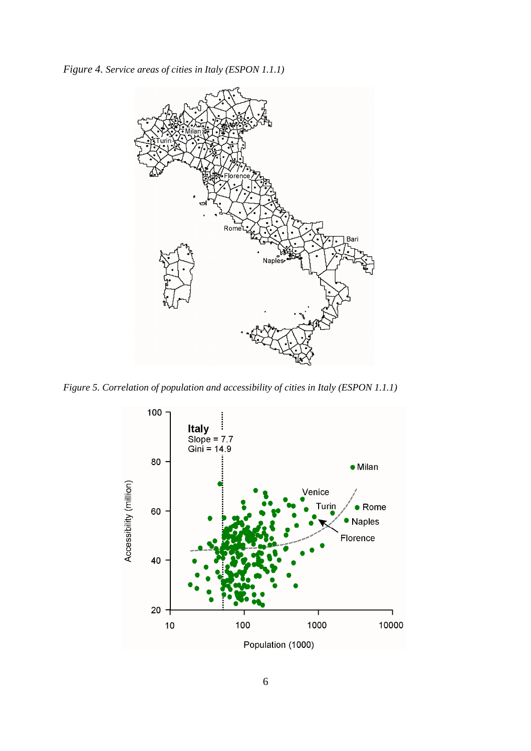*Figure 4. Service areas of cities in Italy (ESPON 1.1.1)*

*Figure 5. Correlation of population and accessibility of cities in Italy (ESPON 1.1.1)*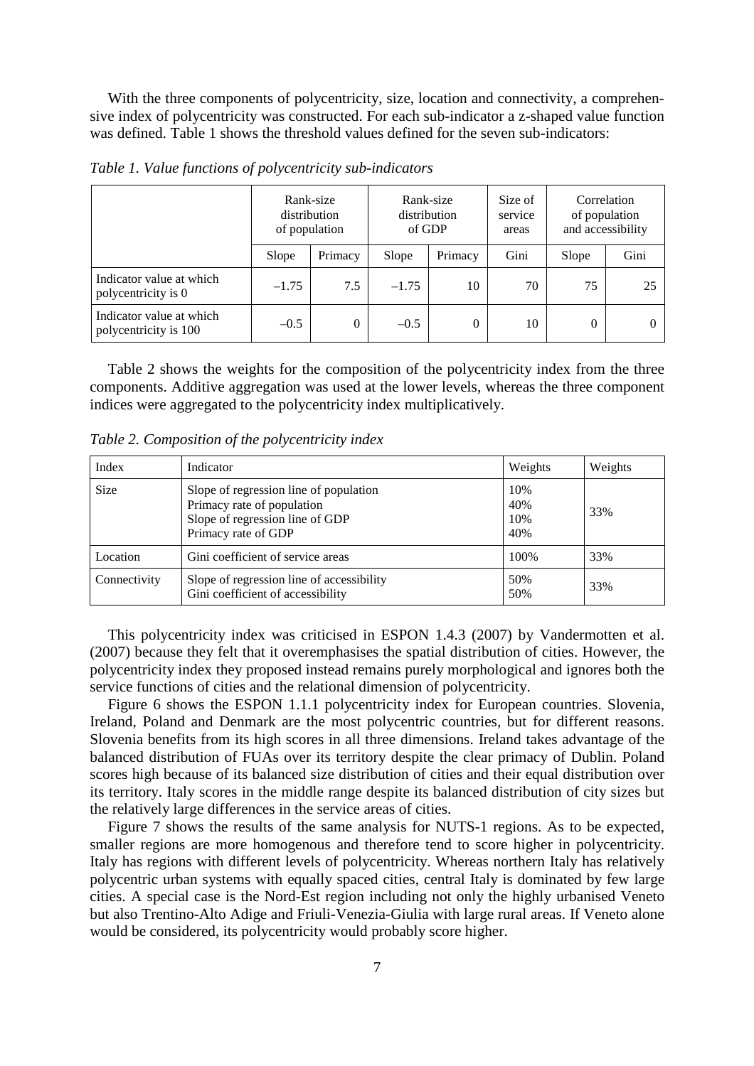With the three components of polycentricity, size, location and connectivity, a comprehensive index of polycentricity was constructed. For each sub-indicator a z-shaped value function was defined. Table 1 shows the threshold values defined for the seven sub-indicators:

*Table 1. Value functions of polycentricity sub-indicators*

| | Rank-size distribution of population | | Rank-size distribution of GDP | | Size of service areas | Correlation of population and accessibility | |
|---|---|---|---|---|---|---|---|
| | Slope | Primacy | Slope | Primacy | Gini | Slope | Gini |
| Indicator value at which polycentricity is 0 | –1.75 | 7.5 | –1.75 | 10 | 70 | 75 | 25 |
| Indicator value at which polycentricity is 100 | –0.5 | 0 | –0.5 | 0 | 10 | 0 | 0 |

Table 2 shows the weights for the composition of the polycentricity index from the three components. Additive aggregation was used at the lower levels, whereas the three component indices were aggregated to the polycentricity index multiplicatively.

*Table 2. Composition of the polycentricity index*

| Index | Indicator | Weights | Weights |
|---|---|---|---|
| Size | Slope of regression line of population<br>Primacy rate of population<br>Slope of regression line of GDP<br>Primacy rate of GDP | 10%<br>40%<br>10%<br>40% | 33% |
| Location | Gini coefficient of service areas | 100% | 33% |
| Connectivity | Slope of regression line of accessibility<br>Gini coefficient of accessibility | 50%<br>50% | 33% |

This polycentricity index was criticised in ESPON 1.4.3 (2007) by Vandermotten et al. (2007) because they felt that it overemphasises the spatial distribution of cities. However, the polycentricity index they proposed instead remains purely morphological and ignores both the service functions of cities and the relational dimension of polycentricity.

Figure 6 shows the ESPON 1.1.1 polycentricity index for European countries. Slovenia, Ireland, Poland and Denmark are the most polycentric countries, but for different reasons. Slovenia benefits from its high scores in all three dimensions. Ireland takes advantage of the balanced distribution of FUAs over its territory despite the clear primacy of Dublin. Poland scores high because of its balanced size distribution of cities and their equal distribution over its territory. Italy scores in the middle range despite its balanced distribution of city sizes but the relatively large differences in the service areas of cities.

Figure 7 shows the results of the same analysis for NUTS-1 regions. As to be expected, smaller regions are more homogenous and therefore tend to score higher in polycentricity. Italy has regions with different levels of polycentricity. Whereas northern Italy has relatively polycentric urban systems with equally spaced cities, central Italy is dominated by few large cities. A special case is the Nord-Est region including not only the highly urbanised Veneto but also Trentino-Alto Adige and Friuli-Venezia-Giulia with large rural areas. If Veneto alone would be considered, its polycentricity would probably score higher.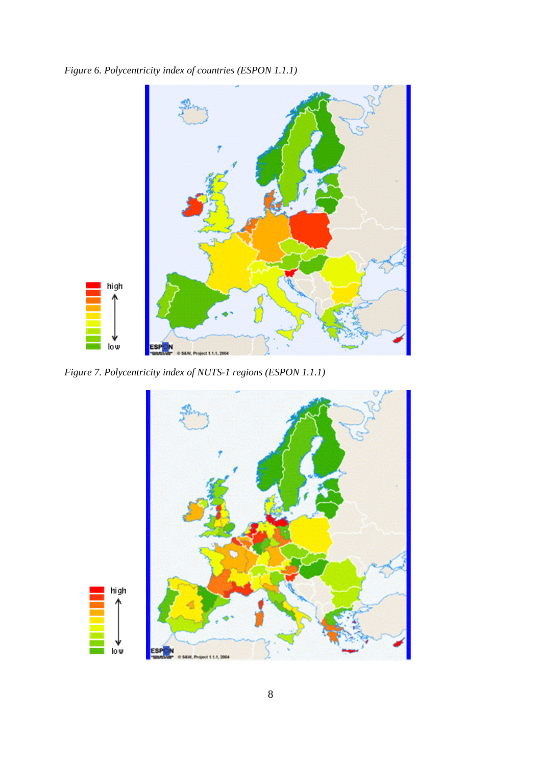*Figure 6. Polycentricity index of countries (ESPON 1.1.1)*

*Figure 7. Polycentricity index of NUTS-1 regions (ESPON 1.1.1)*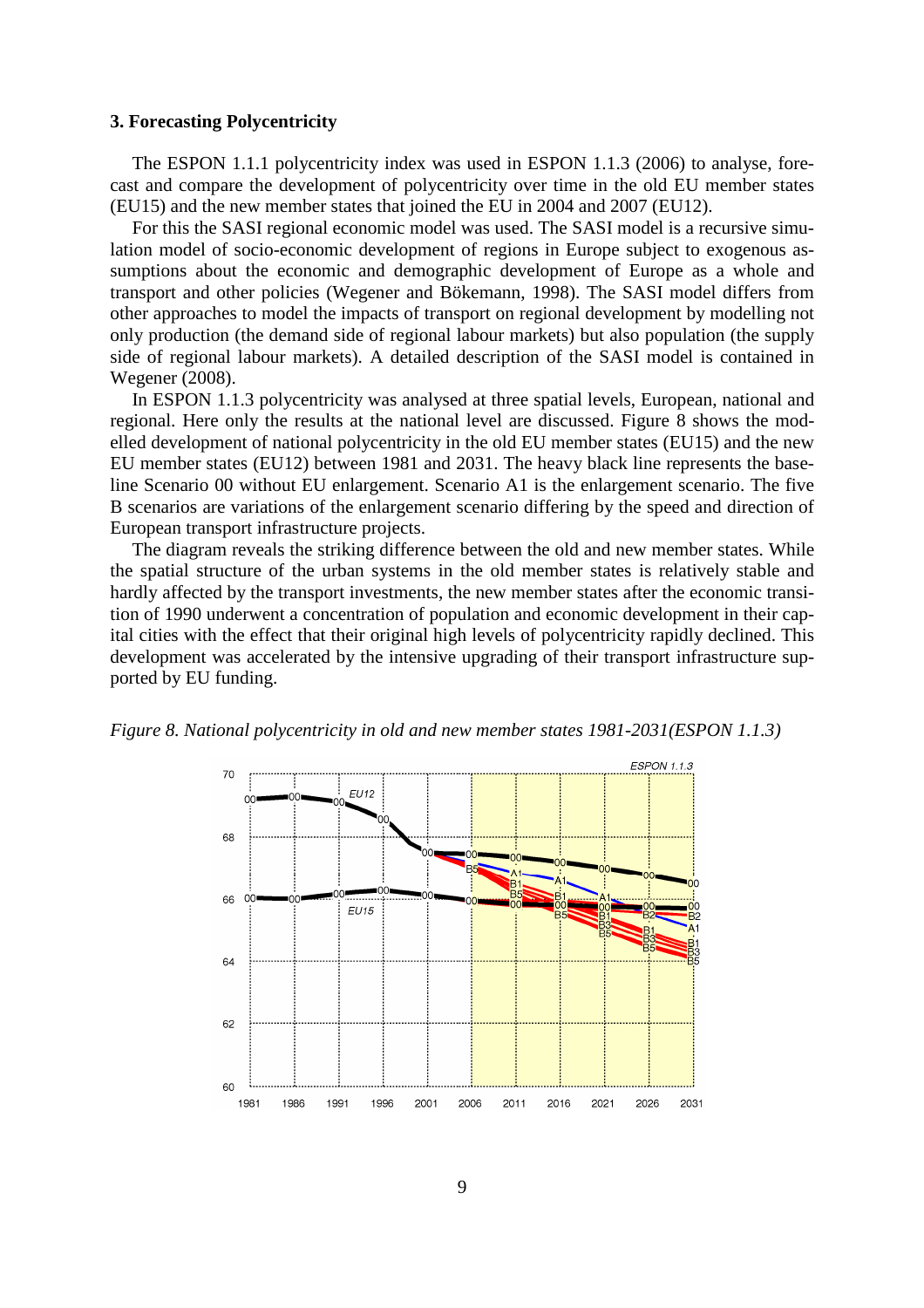### 3. Forecasting Polycentricity

The ESPON 1.1.1 polycentricity index was used in ESPON 1.1.3 (2006) to analyse, forecast and compare the development of polycentricity over time in the old EU member states (EU15) and the new member states that joined the EU in 2004 and 2007 (EU12).

For this the SASI regional economic model was used. The SASI model is a recursive simulation model of socio-economic development of regions in Europe subject to exogenous assumptions about the economic and demographic development of Europe as a whole and transport and other policies (Wegener and Bökemann, 1998). The SASI model differs from other approaches to model the impacts of transport on regional development by modelling not only production (the demand side of regional labour markets) but also population (the supply side of regional labour markets). A detailed description of the SASI model is contained in Wegener (2008).

In ESPON 1.1.3 polycentricity was analysed at three spatial levels, European, national and regional. Here only the results at the national level are discussed. Figure 8 shows the modelled development of national polycentricity in the old EU member states (EU15) and the new EU member states (EU12) between 1981 and 2031. The heavy black line represents the baseline Scenario 00 without EU enlargement. Scenario A1 is the enlargement scenario. The five B scenarios are variations of the enlargement scenario differing by the speed and direction of European transport infrastructure projects.

The diagram reveals the striking difference between the old and new member states. While the spatial structure of the urban systems in the old member states is relatively stable and hardly affected by the transport investments, the new member states after the economic transition of 1990 underwent a concentration of population and economic development in their capital cities with the effect that their original high levels of polycentricity rapidly declined. This development was accelerated by the intensive upgrading of their transport infrastructure supported by EU funding.

*Figure 8. National polycentricity in old and new member states 1981-2031(ESPON 1.1.3)*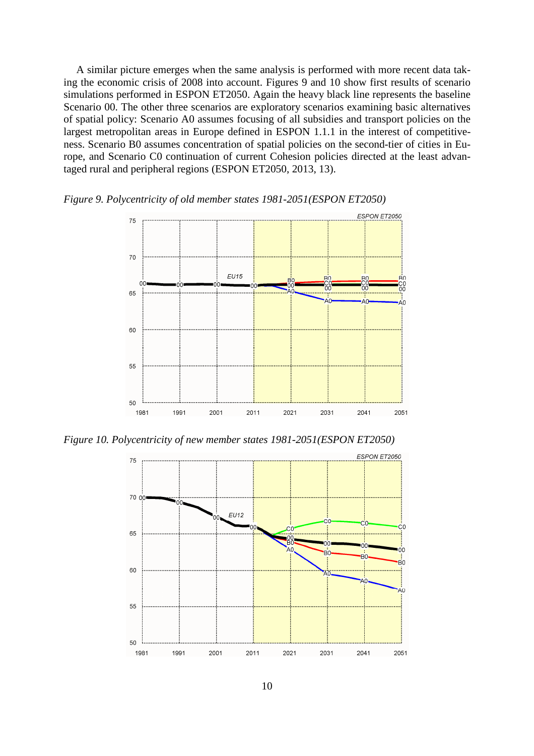A similar picture emerges when the same analysis is performed with more recent data taking the economic crisis of 2008 into account. Figures 9 and 10 show first results of scenario simulations performed in ESPON ET2050. Again the heavy black line represents the baseline Scenario 00. The other three scenarios are exploratory scenarios examining basic alternatives of spatial policy: Scenario A0 assumes focusing of all subsidies and transport policies on the largest metropolitan areas in Europe defined in ESPON 1.1.1 in the interest of competitiveness. Scenario B0 assumes concentration of spatial policies on the second-tier of cities in Europe, and Scenario C0 continuation of current Cohesion policies directed at the least advantaged rural and peripheral regions (ESPON ET2050, 2013, 13).

*Figure 9. Polycentricity of old member states 1981-2051(ESPON ET2050)*

*Figure 10. Polycentricity of new member states 1981-2051(ESPON ET2050)*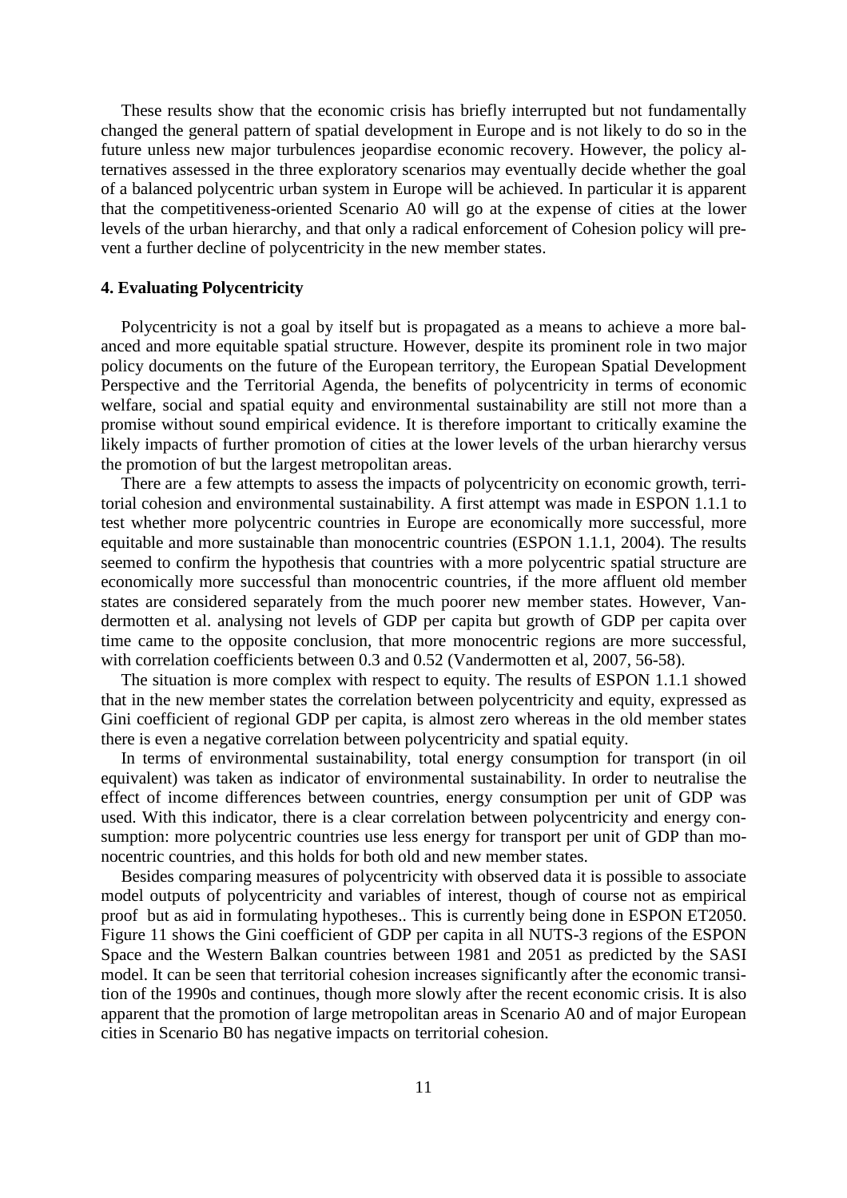These results show that the economic crisis has briefly interrupted but not fundamentally changed the general pattern of spatial development in Europe and is not likely to do so in the future unless new major turbulences jeopardise economic recovery. However, the policy alternatives assessed in the three exploratory scenarios may eventually decide whether the goal of a balanced polycentric urban system in Europe will be achieved. In particular it is apparent that the competitiveness-oriented Scenario A0 will go at the expense of cities at the lower levels of the urban hierarchy, and that only a radical enforcement of Cohesion policy will prevent a further decline of polycentricity in the new member states.

### 4. Evaluating Polycentricity

Polycentricity is not a goal by itself but is propagated as a means to achieve a more balanced and more equitable spatial structure. However, despite its prominent role in two major policy documents on the future of the European territory, the European Spatial Development Perspective and the Territorial Agenda, the benefits of polycentricity in terms of economic welfare, social and spatial equity and environmental sustainability are still not more than a promise without sound empirical evidence. It is therefore important to critically examine the likely impacts of further promotion of cities at the lower levels of the urban hierarchy versus the promotion of but the largest metropolitan areas.

There are a few attempts to assess the impacts of polycentricity on economic growth, territorial cohesion and environmental sustainability. A first attempt was made in ESPON 1.1.1 to test whether more polycentric countries in Europe are economically more successful, more equitable and more sustainable than monocentric countries (ESPON 1.1.1, 2004). The results seemed to confirm the hypothesis that countries with a more polycentric spatial structure are economically more successful than monocentric countries, if the more affluent old member states are considered separately from the much poorer new member states. However, Vandermotten et al. analysing not levels of GDP per capita but growth of GDP per capita over time came to the opposite conclusion, that more monocentric regions are more successful, with correlation coefficients between 0.3 and 0.52 (Vandermotten et al, 2007, 56-58).

The situation is more complex with respect to equity. The results of ESPON 1.1.1 showed that in the new member states the correlation between polycentricity and equity, expressed as Gini coefficient of regional GDP per capita, is almost zero whereas in the old member states there is even a negative correlation between polycentricity and spatial equity.

In terms of environmental sustainability, total energy consumption for transport (in oil equivalent) was taken as indicator of environmental sustainability. In order to neutralise the effect of income differences between countries, energy consumption per unit of GDP was used. With this indicator, there is a clear correlation between polycentricity and energy consumption: more polycentric countries use less energy for transport per unit of GDP than monocentric countries, and this holds for both old and new member states.

Besides comparing measures of polycentricity with observed data it is possible to associate model outputs of polycentricity and variables of interest, though of course not as empirical proof but as aid in formulating hypotheses.. This is currently being done in ESPON ET2050. Figure 11 shows the Gini coefficient of GDP per capita in all NUTS-3 regions of the ESPON Space and the Western Balkan countries between 1981 and 2051 as predicted by the SASI model. It can be seen that territorial cohesion increases significantly after the economic transition of the 1990s and continues, though more slowly after the recent economic crisis. It is also apparent that the promotion of large metropolitan areas in Scenario A0 and of major European cities in Scenario B0 has negative impacts on territorial cohesion.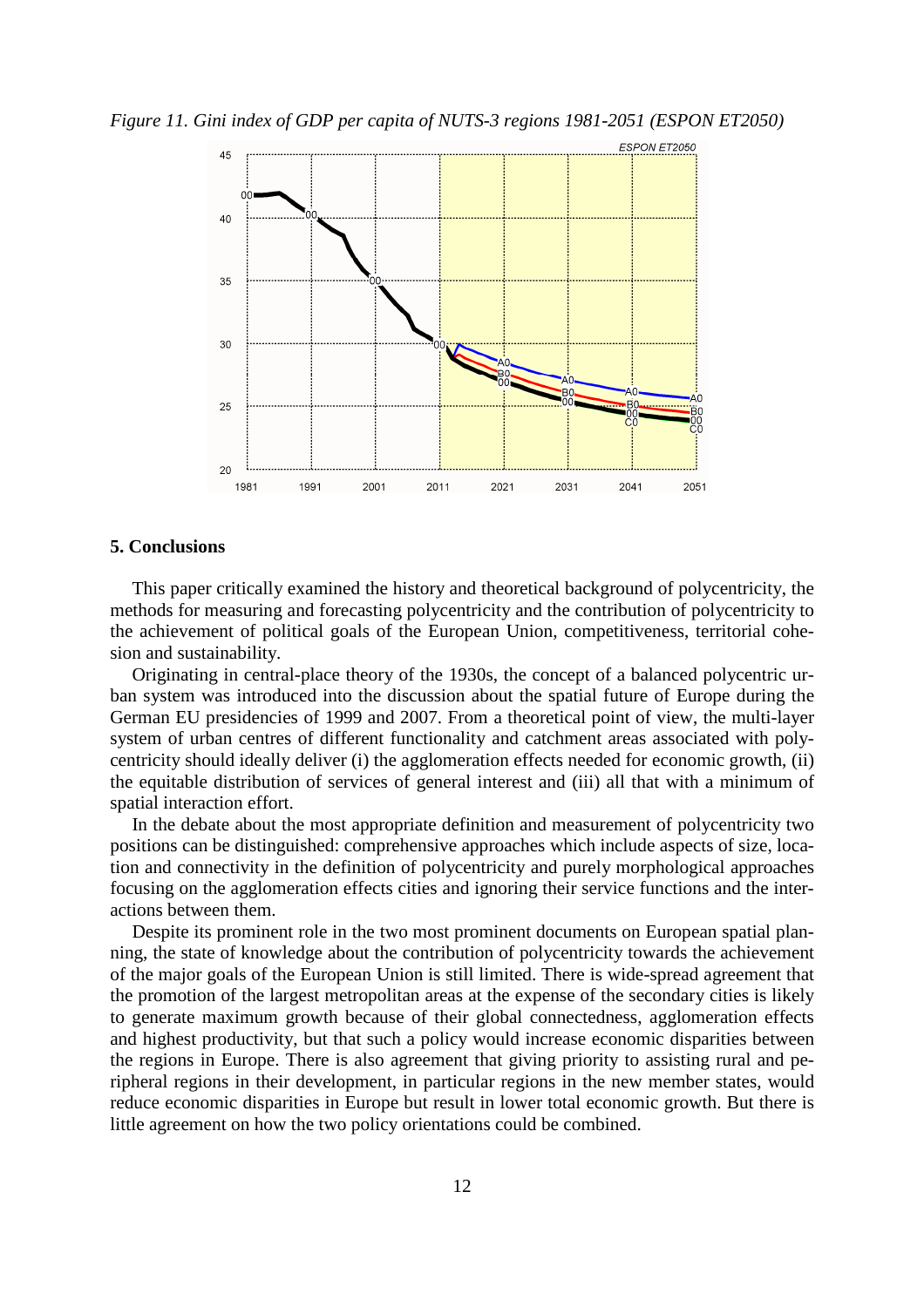*Figure 11. Gini index of GDP per capita of NUTS-3 regions 1981-2051 (ESPON ET2050)*

## 5. Conclusions

This paper critically examined the history and theoretical background of polycentricity, the methods for measuring and forecasting polycentricity and the contribution of polycentricity to the achievement of political goals of the European Union, competitiveness, territorial cohesion and sustainability.

Originating in central-place theory of the 1930s, the concept of a balanced polycentric urban system was introduced into the discussion about the spatial future of Europe during the German EU presidencies of 1999 and 2007. From a theoretical point of view, the multi-layer system of urban centres of different functionality and catchment areas associated with polycentricity should ideally deliver (i) the agglomeration effects needed for economic growth, (ii) the equitable distribution of services of general interest and (iii) all that with a minimum of spatial interaction effort.

In the debate about the most appropriate definition and measurement of polycentricity two positions can be distinguished: comprehensive approaches which include aspects of size, location and connectivity in the definition of polycentricity and purely morphological approaches focusing on the agglomeration effects cities and ignoring their service functions and the interactions between them.

Despite its prominent role in the two most prominent documents on European spatial planning, the state of knowledge about the contribution of polycentricity towards the achievement of the major goals of the European Union is still limited. There is wide-spread agreement that the promotion of the largest metropolitan areas at the expense of the secondary cities is likely to generate maximum growth because of their global connectedness, agglomeration effects and highest productivity, but that such a policy would increase economic disparities between the regions in Europe. There is also agreement that giving priority to assisting rural and peripheral regions in their development, in particular regions in the new member states, would reduce economic disparities in Europe but result in lower total economic growth. But there is little agreement on how the two policy orientations could be combined.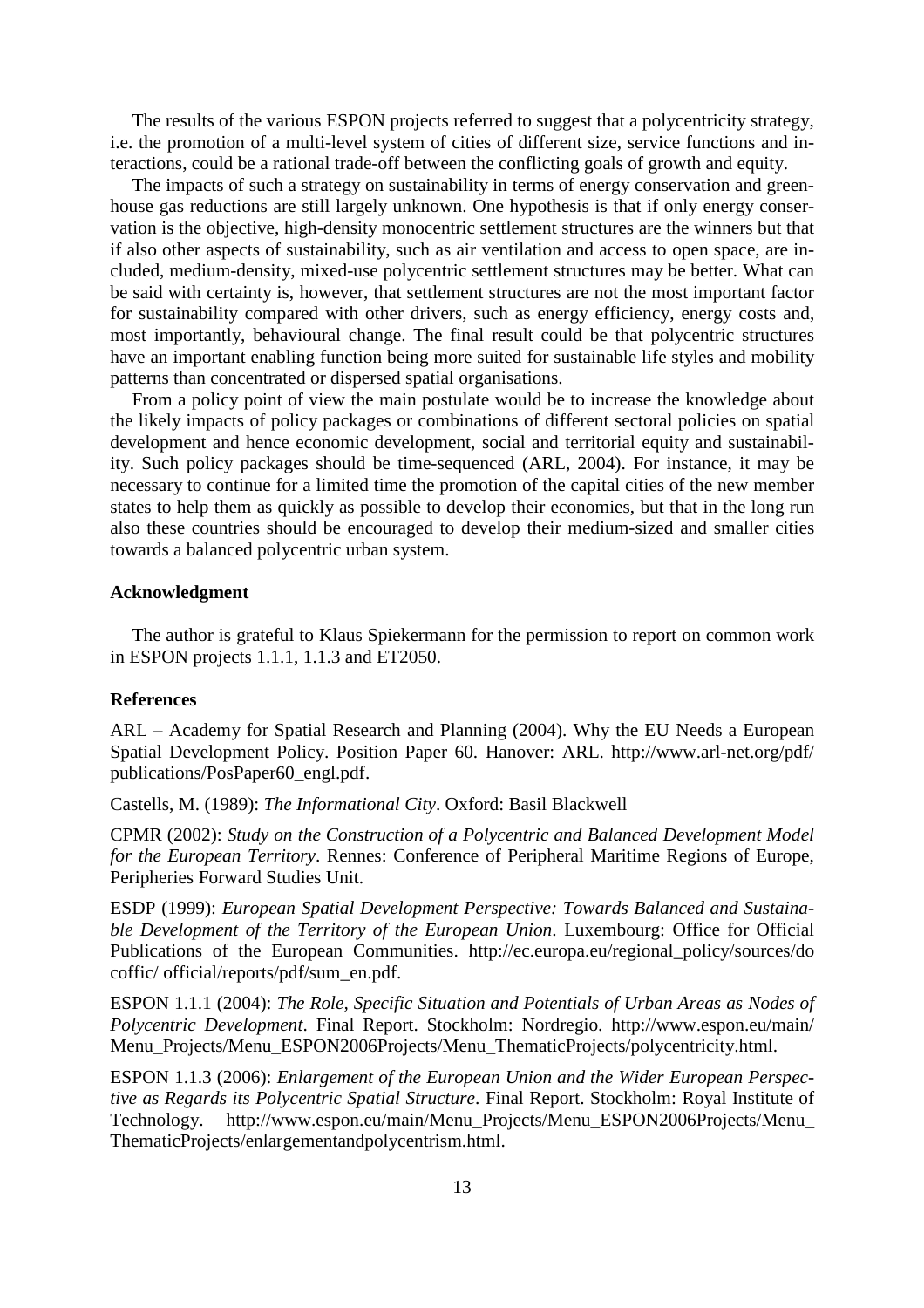The results of the various ESPON projects referred to suggest that a polycentricity strategy, i.e. the promotion of a multi-level system of cities of different size, service functions and interactions, could be a rational trade-off between the conflicting goals of growth and equity.

The impacts of such a strategy on sustainability in terms of energy conservation and greenhouse gas reductions are still largely unknown. One hypothesis is that if only energy conservation is the objective, high-density monocentric settlement structures are the winners but that if also other aspects of sustainability, such as air ventilation and access to open space, are included, medium-density, mixed-use polycentric settlement structures may be better. What can be said with certainty is, however, that settlement structures are not the most important factor for sustainability compared with other drivers, such as energy efficiency, energy costs and, most importantly, behavioural change. The final result could be that polycentric structures have an important enabling function being more suited for sustainable life styles and mobility patterns than concentrated or dispersed spatial organisations.

From a policy point of view the main postulate would be to increase the knowledge about the likely impacts of policy packages or combinations of different sectoral policies on spatial development and hence economic development, social and territorial equity and sustainability. Such policy packages should be time-sequenced (ARL, 2004). For instance, it may be necessary to continue for a limited time the promotion of the capital cities of the new member states to help them as quickly as possible to develop their economies, but that in the long run also these countries should be encouraged to develop their medium-sized and smaller cities towards a balanced polycentric urban system.

## Acknowledgment

The author is grateful to Klaus Spiekermann for the permission to report on common work in ESPON projects 1.1.1, 1.1.3 and ET2050.

## References

ARL – Academy for Spatial Research and Planning (2004). Why the EU Needs a European Spatial Development Policy. Position Paper 60. Hanover: ARL. http://www.arl-net.org/pdf/publications/PosPaper60_engl.pdf.

Castells, M. (1989): *The Informational City*. Oxford: Basil Blackwell

CPMR (2002): *Study on the Construction of a Polycentric and Balanced Development Model for the European Territory*. Rennes: Conference of Peripheral Maritime Regions of Europe, Peripheries Forward Studies Unit.

ESDP (1999): *European Spatial Development Perspective: Towards Balanced and Sustainable Development of the Territory of the European Union*. Luxembourg: Office for Official Publications of the European Communities. http://ec.europa.eu/regional_policy/sources/docoffic/ official/reports/pdf/sum_en.pdf.

ESPON 1.1.1 (2004): *The Role, Specific Situation and Potentials of Urban Areas as Nodes of Polycentric Development*. Final Report. Stockholm: Nordregio. http://www.espon.eu/main/Menu_Projects/Menu_ESPON2006Projects/Menu_ThematicProjects/polycentricity.html.

ESPON 1.1.3 (2006): *Enlargement of the European Union and the Wider European Perspective as Regards its Polycentric Spatial Structure*. Final Report. Stockholm: Royal Institute of Technology. http://www.espon.eu/main/Menu_Projects/Menu_ESPON2006Projects/Menu_ThematicProjects/enlargementandpolycentrism.html.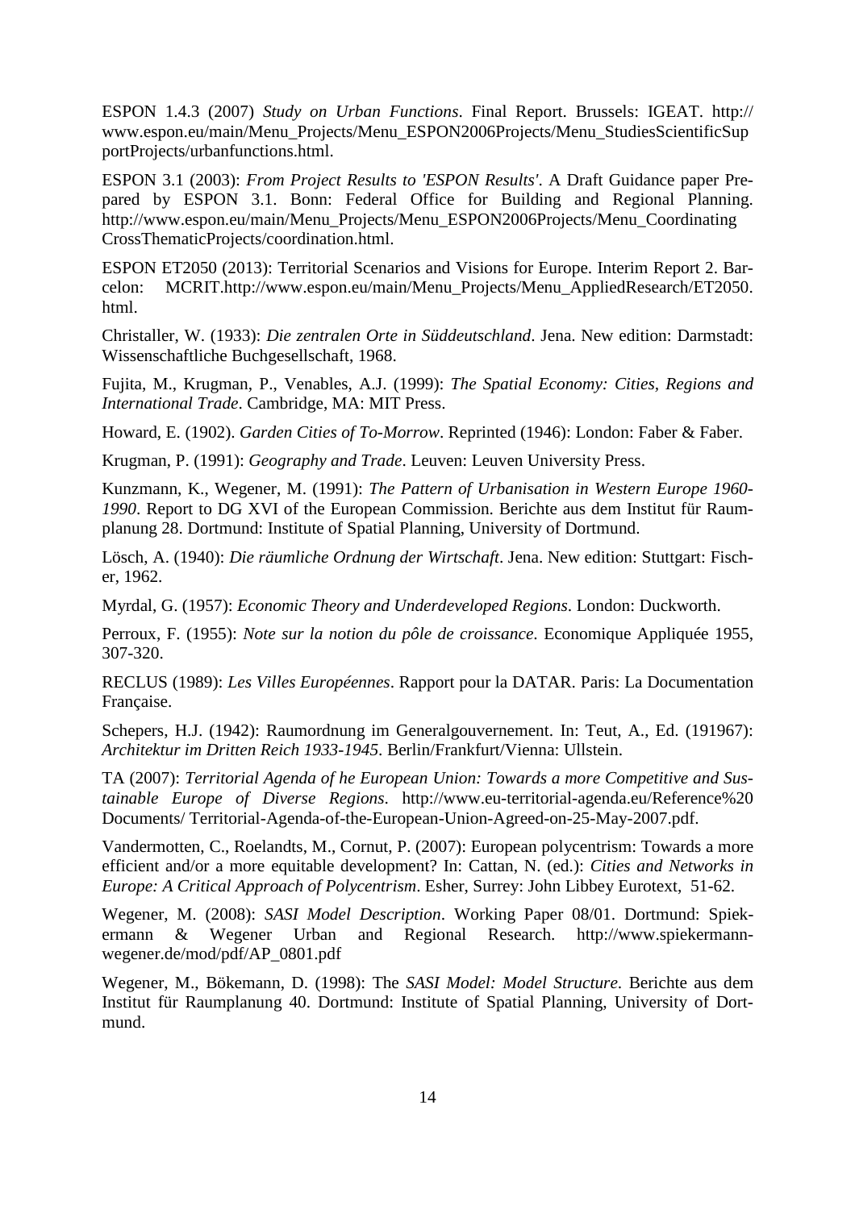ESPON 1.4.3 (2007) *Study on Urban Functions*. Final Report. Brussels: IGEAT. http://www.espon.eu/main/Menu_Projects/Menu_ESPON2006Projects/Menu_StudiesScientificSupportProjects/urbanfunctions.html.

ESPON 3.1 (2003): *From Project Results to 'ESPON Results'*. A Draft Guidance paper Prepared by ESPON 3.1. Bonn: Federal Office for Building and Regional Planning. http://www.espon.eu/main/Menu_Projects/Menu_ESPON2006Projects/Menu_Coordinating CrossThematicProjects/coordination.html.

ESPON ET2050 (2013): Territorial Scenarios and Visions for Europe. Interim Report 2. Barcelon: MCRIT.http://www.espon.eu/main/Menu_Projects/Menu_AppliedResearch/ET2050.html.

Christaller, W. (1933): *Die zentralen Orte in Süddeutschland*. Jena. New edition: Darmstadt: Wissenschaftliche Buchgesellschaft, 1968.

Fujita, M., Krugman, P., Venables, A.J. (1999): *The Spatial Economy: Cities, Regions and International Trade*. Cambridge, MA: MIT Press.

Howard, E. (1902). *Garden Cities of To-Morrow*. Reprinted (1946): London: Faber & Faber.

Krugman, P. (1991): *Geography and Trade*. Leuven: Leuven University Press.

Kunzmann, K., Wegener, M. (1991): *The Pattern of Urbanisation in Western Europe 1960-1990*. Report to DG XVI of the European Commission. Berichte aus dem Institut für Raumplanung 28. Dortmund: Institute of Spatial Planning, University of Dortmund.

Lösch, A. (1940): *Die räumliche Ordnung der Wirtschaft*. Jena. New edition: Stuttgart: Fischer, 1962.

Myrdal, G. (1957): *Economic Theory and Underdeveloped Regions*. London: Duckworth.

Perroux, F. (1955): *Note sur la notion du pôle de croissance*. Economique Appliquée 1955, 307-320.

RECLUS (1989): *Les Villes Européennes*. Rapport pour la DATAR. Paris: La Documentation Française.

Schepers, H.J. (1942): Raumordnung im Generalgouvernement. In: Teut, A., Ed. (191967): *Architektur im Dritten Reich 1933-1945*. Berlin/Frankfurt/Vienna: Ullstein.

TA (2007): *Territorial Agenda of he European Union: Towards a more Competitive and Sustainable Europe of Diverse Regions*. http://www.eu-territorial-agenda.eu/Reference%20 Documents/ Territorial-Agenda-of-the-European-Union-Agreed-on-25-May-2007.pdf.

Vandermotten, C., Roelandts, M., Cornut, P. (2007): European polycentrism: Towards a more efficient and/or a more equitable development? In: Cattan, N. (ed.): *Cities and Networks in Europe: A Critical Approach of Polycentrism*. Esher, Surrey: John Libbey Eurotext, 51-62.

Wegener, M. (2008): *SASI Model Description*. Working Paper 08/01. Dortmund: Spiekermann & Wegener Urban and Regional Research. http://www.spiekermann-wegener.de/mod/pdf/AP_0801.pdf

Wegener, M., Bökemann, D. (1998): The *SASI Model: Model Structure*. Berichte aus dem Institut für Raumplanung 40. Dortmund: Institute of Spatial Planning, University of Dortmund.